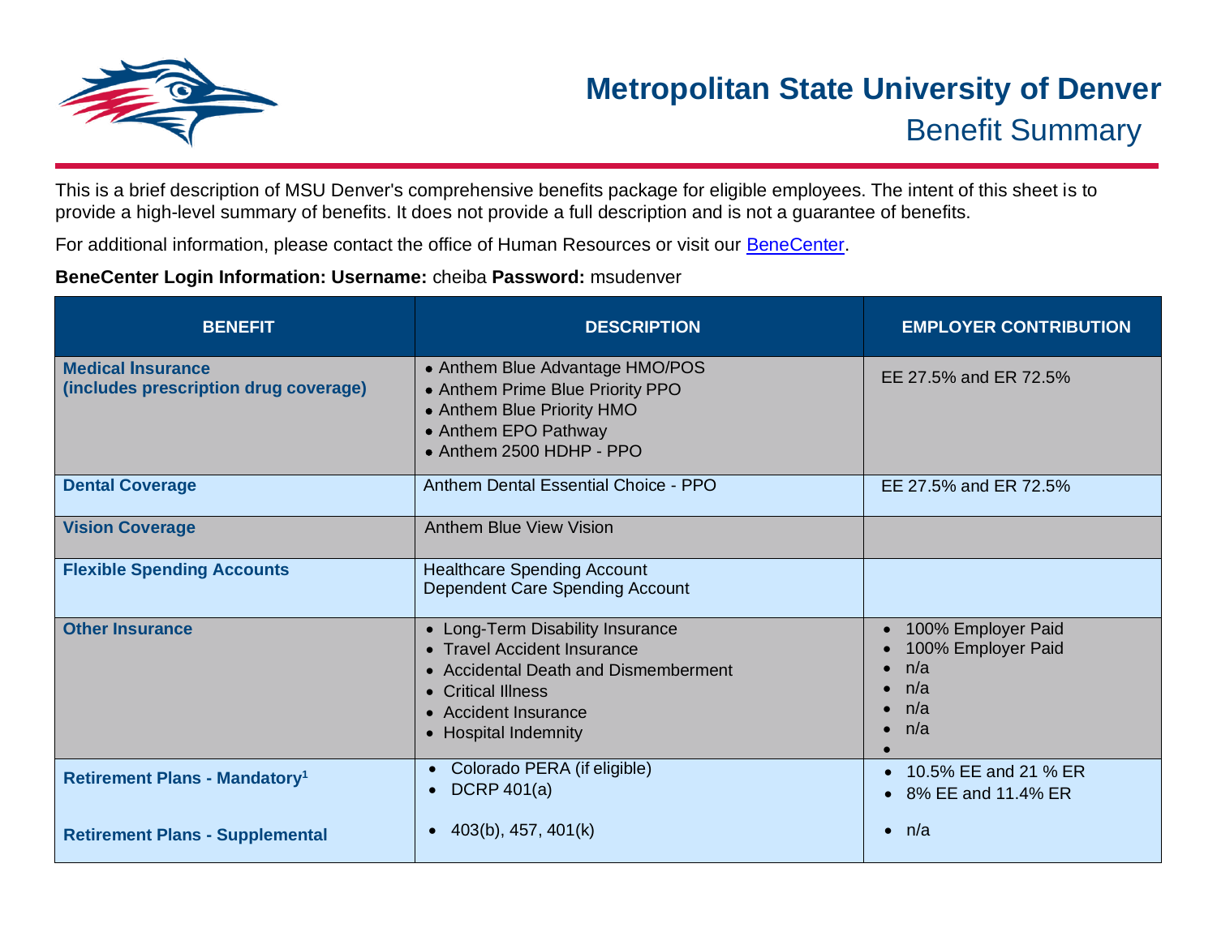# Metropolitan State University of Denver

## Benefit Summary

This is a brief description of MSU Denver's comprehensive benefits package for eligible employees. The intent of this sheet is to provide a high-level summary of benefits. It does not provide a full description and is not a guarantee of benefits.

For additional information, please contact the office of Human Resources or visit our BeneCenter.

**BeneCenter Login Information: Username:** cheiba **Password:** msudenver

| BENEFIT | DESCRIPTION | EMPLOYER CONTRIBUTION |
|---|---|---|
| **Medical Insurance (includes prescription drug coverage)** | • Anthem Blue Advantage HMO/POS<br>• Anthem Prime Blue Priority PPO<br>• Anthem Blue Priority HMO<br>• Anthem EPO Pathway<br>• Anthem 2500 HDHP - PPO | EE 27.5% and ER 72.5% |
| **Dental Coverage** | Anthem Dental Essential Choice - PPO | EE 27.5% and ER 72.5% |
| **Vision Coverage** | Anthem Blue View Vision | |
| **Flexible Spending Accounts** | Healthcare Spending Account<br>Dependent Care Spending Account | |
| **Other Insurance** | • Long-Term Disability Insurance<br>• Travel Accident Insurance<br>• Accidental Death and Dismemberment<br>• Critical Illness<br>• Accident Insurance<br>• Hospital Indemnity | • 100% Employer Paid<br>• 100% Employer Paid<br>• n/a<br>• n/a<br>• n/a<br>• n/a<br>• |
| **Retirement Plans - Mandatory[1]** | • Colorado PERA (if eligible)<br>• DCRP 401(a) | • 10.5% EE and 21 % ER<br>• 8% EE and 11.4% ER |
| **Retirement Plans - Supplemental** | • 403(b), 457, 401(k) | • n/a |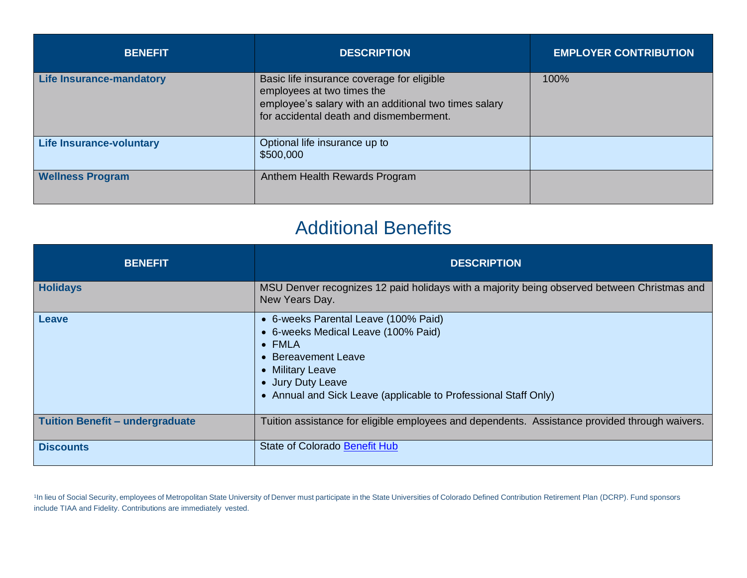| BENEFIT | DESCRIPTION | EMPLOYER CONTRIBUTION |
|---|---|---|
| **Life Insurance-mandatory** | Basic life insurance coverage for eligible employees at two times the employee's salary with an additional two times salary for accidental death and dismemberment. | 100% |
| **Life Insurance-voluntary** | Optional life insurance up to $500,000 | |
| **Wellness Program** | Anthem Health Rewards Program | |

## Additional Benefits

| BENEFIT | DESCRIPTION |
|---|---|
| **Holidays** | MSU Denver recognizes 12 paid holidays with a majority being observed between Christmas and New Years Day. |
| **Leave** | • 6-weeks Parental Leave (100% Paid)<br>• 6-weeks Medical Leave (100% Paid)<br>• FMLA<br>• Bereavement Leave<br>• Military Leave<br>• Jury Duty Leave<br>• Annual and Sick Leave (applicable to Professional Staff Only) |
| **Tuition Benefit – undergraduate** | Tuition assistance for eligible employees and dependents. Assistance provided through waivers. |
| **Discounts** | State of Colorado Benefit Hub |

[1]In lieu of Social Security, employees of Metropolitan State University of Denver must participate in the State Universities of Colorado Defined Contribution Retirement Plan (DCRP). Fund sponsors include TIAA and Fidelity. Contributions are immediately vested.